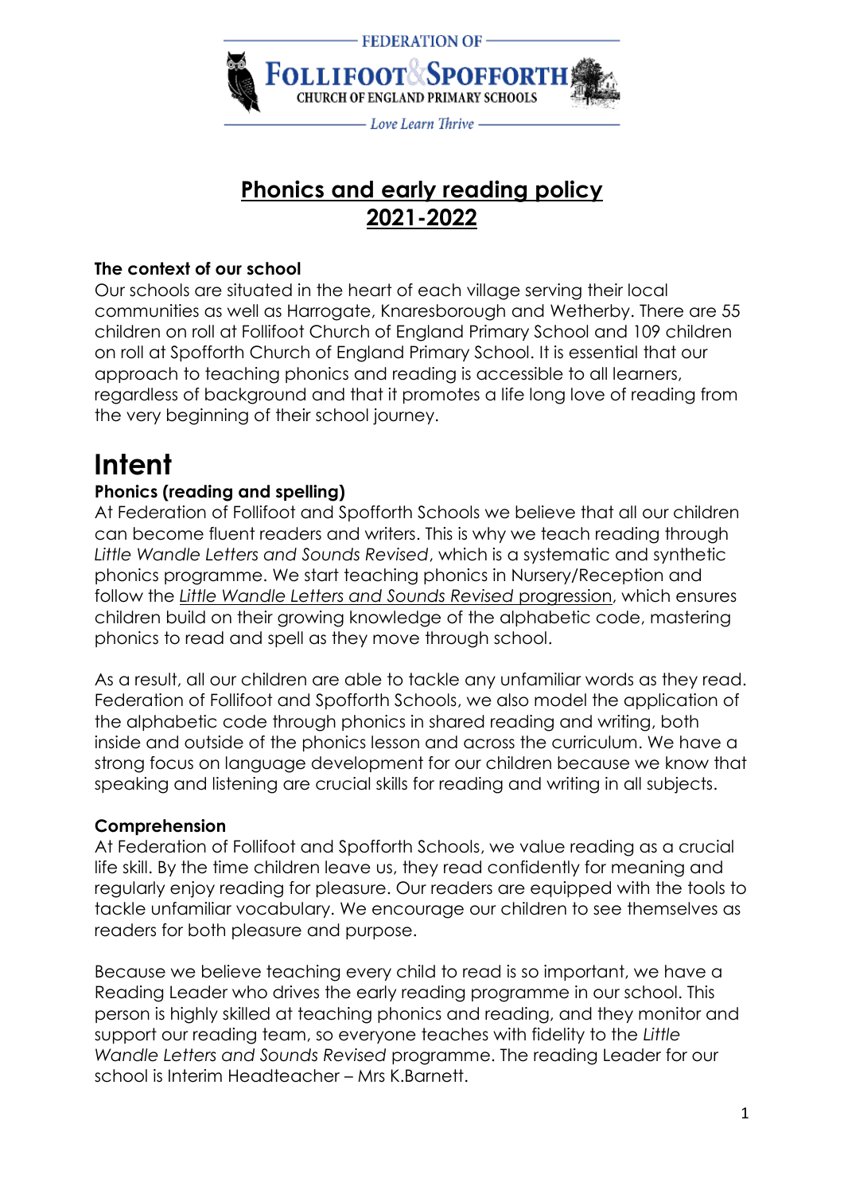FEDERATION OF

FOLLIFOOT & SPOFFORTH

CHURCH OF ENGLAND PRIMARY SCHOOLS

Love Learn Thrive

# Phonics and early reading policy 2021-2022

**The context of our school**

Our schools are situated in the heart of each village serving their local communities as well as Harrogate, Knaresborough and Wetherby. There are 55 children on roll at Follifoot Church of England Primary School and 109 children on roll at Spofforth Church of England Primary School. It is essential that our approach to teaching phonics and reading is accessible to all learners, regardless of background and that it promotes a life long love of reading from the very beginning of their school journey.

# Intent

**Phonics (reading and spelling)**

At Federation of Follifoot and Spofforth Schools we believe that all our children can become fluent readers and writers. This is why we teach reading through *Little Wandle Letters and Sounds Revised*, which is a systematic and synthetic phonics programme. We start teaching phonics in Nursery/Reception and follow the *Little Wandle Letters and Sounds Revised* progression, which ensures children build on their growing knowledge of the alphabetic code, mastering phonics to read and spell as they move through school.

As a result, all our children are able to tackle any unfamiliar words as they read. Federation of Follifoot and Spofforth Schools, we also model the application of the alphabetic code through phonics in shared reading and writing, both inside and outside of the phonics lesson and across the curriculum. We have a strong focus on language development for our children because we know that speaking and listening are crucial skills for reading and writing in all subjects.

**Comprehension**

At Federation of Follifoot and Spofforth Schools, we value reading as a crucial life skill. By the time children leave us, they read confidently for meaning and regularly enjoy reading for pleasure. Our readers are equipped with the tools to tackle unfamiliar vocabulary. We encourage our children to see themselves as readers for both pleasure and purpose.

Because we believe teaching every child to read is so important, we have a Reading Leader who drives the early reading programme in our school. This person is highly skilled at teaching phonics and reading, and they monitor and support our reading team, so everyone teaches with fidelity to the *Little Wandle Letters and Sounds Revised* programme. The reading Leader for our school is Interim Headteacher – Mrs K.Barnett.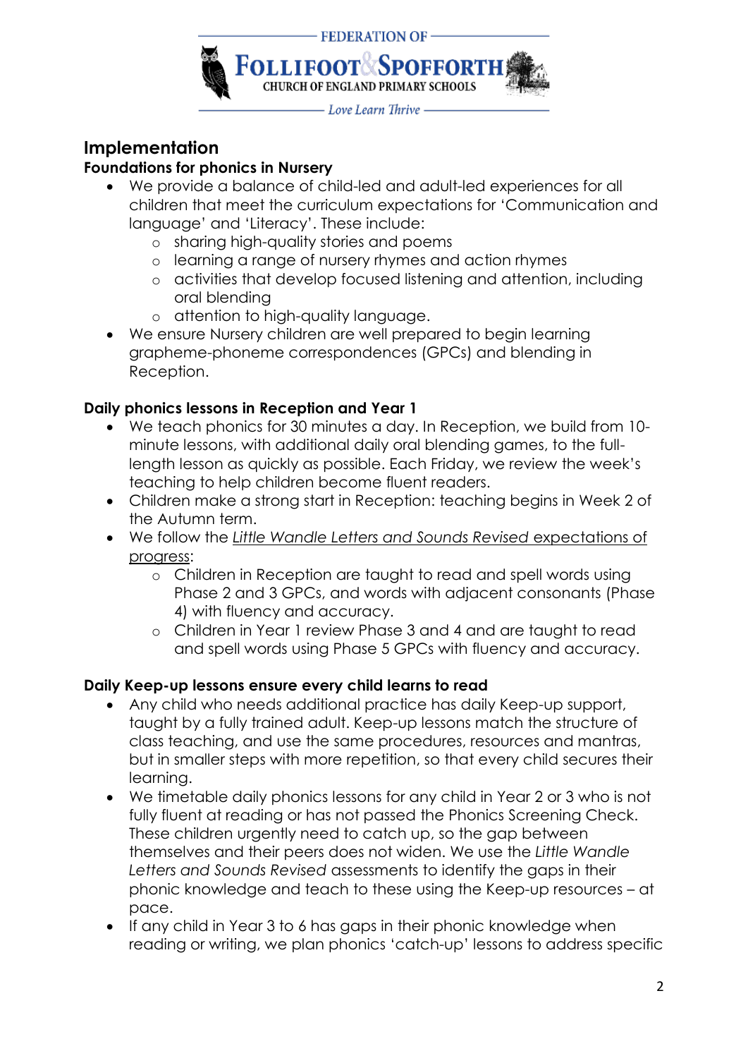## Implementation

### Foundations for phonics in Nursery

- We provide a balance of child-led and adult-led experiences for all children that meet the curriculum expectations for 'Communication and language' and 'Literacy'. These include:
  - sharing high-quality stories and poems
  - learning a range of nursery rhymes and action rhymes
  - activities that develop focused listening and attention, including oral blending
  - attention to high-quality language.
- We ensure Nursery children are well prepared to begin learning grapheme-phoneme correspondences (GPCs) and blending in Reception.

### Daily phonics lessons in Reception and Year 1

- We teach phonics for 30 minutes a day. In Reception, we build from 10-minute lessons, with additional daily oral blending games, to the full-length lesson as quickly as possible. Each Friday, we review the week's teaching to help children become fluent readers.
- Children make a strong start in Reception: teaching begins in Week 2 of the Autumn term.
- We follow the *Little Wandle Letters and Sounds Revised* expectations of progress:
  - Children in Reception are taught to read and spell words using Phase 2 and 3 GPCs, and words with adjacent consonants (Phase 4) with fluency and accuracy.
  - Children in Year 1 review Phase 3 and 4 and are taught to read and spell words using Phase 5 GPCs with fluency and accuracy.

### Daily Keep-up lessons ensure every child learns to read

- Any child who needs additional practice has daily Keep-up support, taught by a fully trained adult. Keep-up lessons match the structure of class teaching, and use the same procedures, resources and mantras, but in smaller steps with more repetition, so that every child secures their learning.
- We timetable daily phonics lessons for any child in Year 2 or 3 who is not fully fluent at reading or has not passed the Phonics Screening Check. These children urgently need to catch up, so the gap between themselves and their peers does not widen. We use the *Little Wandle Letters and Sounds Revised* assessments to identify the gaps in their phonic knowledge and teach to these using the Keep-up resources – at pace.
- If any child in Year 3 to 6 has gaps in their phonic knowledge when reading or writing, we plan phonics 'catch-up' lessons to address specific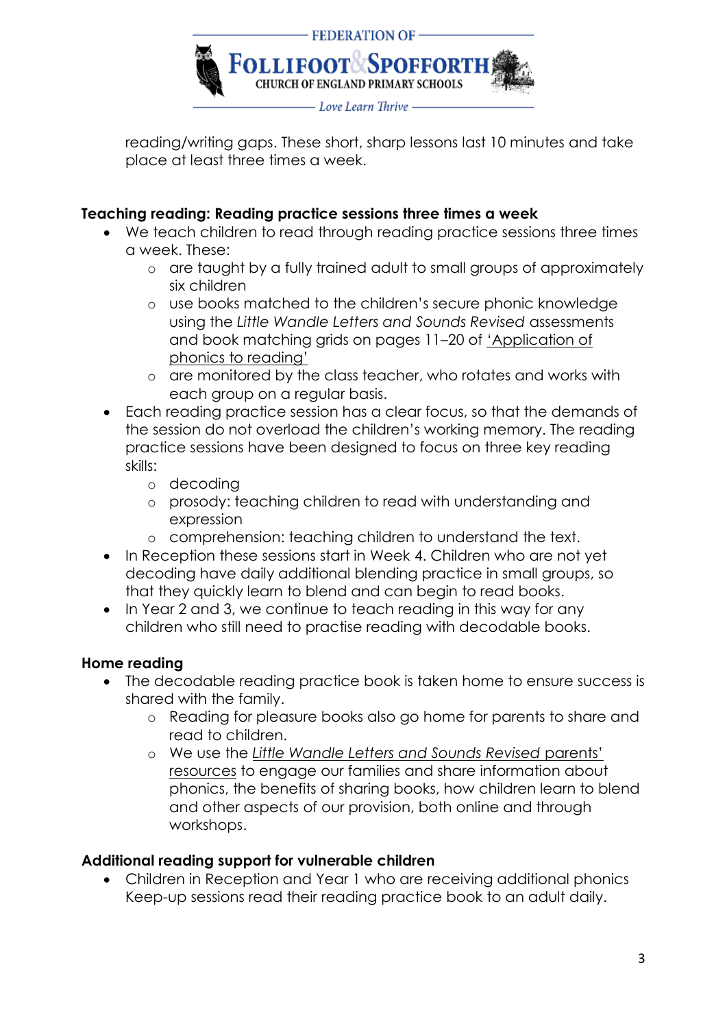reading/writing gaps. These short, sharp lessons last 10 minutes and take place at least three times a week.

**Teaching reading: Reading practice sessions three times a week**

- We teach children to read through reading practice sessions three times a week. These:
  - are taught by a fully trained adult to small groups of approximately six children
  - use books matched to the children's secure phonic knowledge using the *Little Wandle Letters and Sounds Revised* assessments and book matching grids on pages 11–20 of 'Application of phonics to reading'
  - are monitored by the class teacher, who rotates and works with each group on a regular basis.
- Each reading practice session has a clear focus, so that the demands of the session do not overload the children's working memory. The reading practice sessions have been designed to focus on three key reading skills:
  - decoding
  - prosody: teaching children to read with understanding and expression
  - comprehension: teaching children to understand the text.
- In Reception these sessions start in Week 4. Children who are not yet decoding have daily additional blending practice in small groups, so that they quickly learn to blend and can begin to read books.
- In Year 2 and 3, we continue to teach reading in this way for any children who still need to practise reading with decodable books.

**Home reading**

- The decodable reading practice book is taken home to ensure success is shared with the family.
  - Reading for pleasure books also go home for parents to share and read to children.
  - We use the *Little Wandle Letters and Sounds Revised* parents' resources to engage our families and share information about phonics, the benefits of sharing books, how children learn to blend and other aspects of our provision, both online and through workshops.

**Additional reading support for vulnerable children**

- Children in Reception and Year 1 who are receiving additional phonics Keep-up sessions read their reading practice book to an adult daily.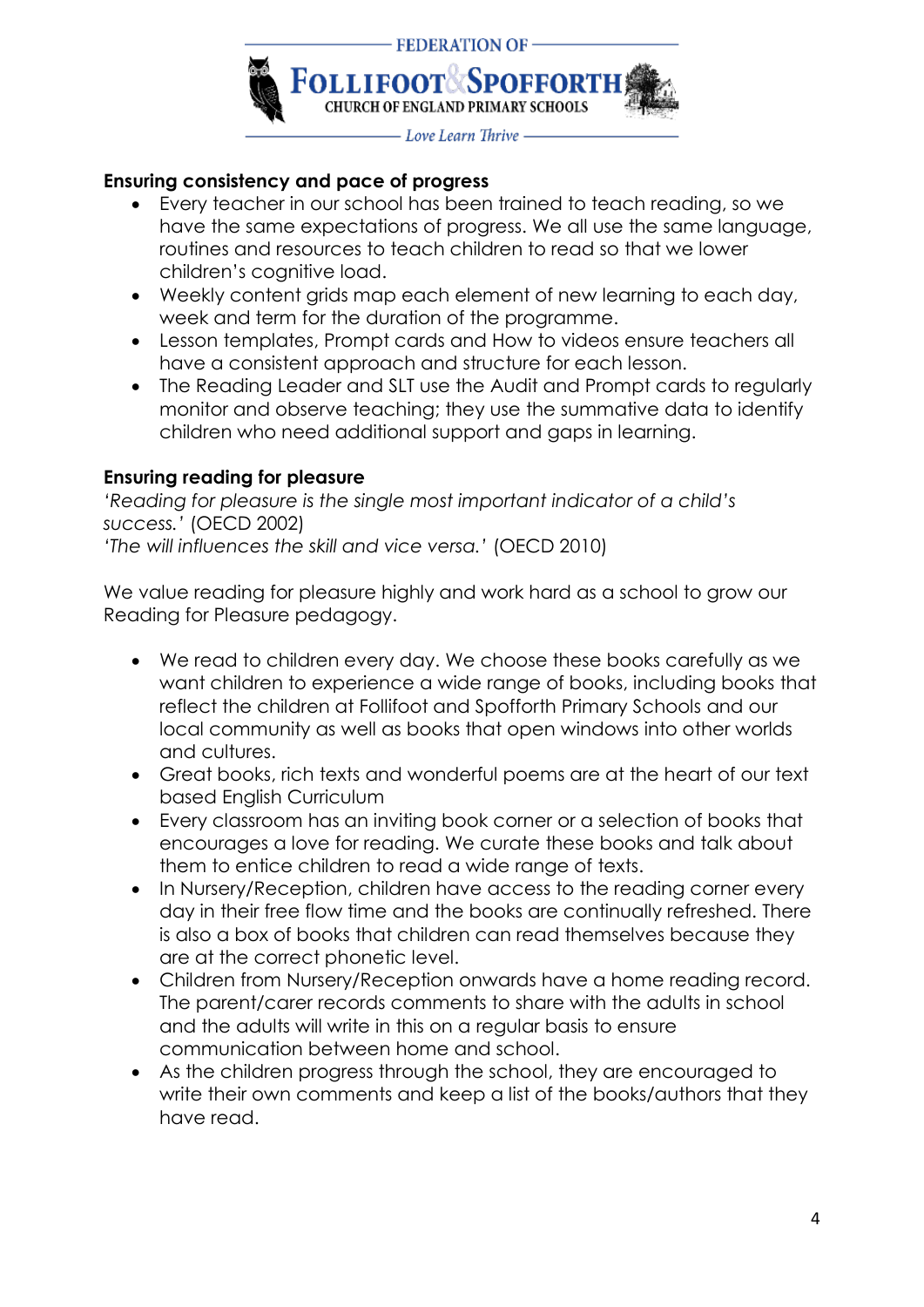**Ensuring consistency and pace of progress**

- Every teacher in our school has been trained to teach reading, so we have the same expectations of progress. We all use the same language, routines and resources to teach children to read so that we lower children's cognitive load.
- Weekly content grids map each element of new learning to each day, week and term for the duration of the programme.
- Lesson templates, Prompt cards and How to videos ensure teachers all have a consistent approach and structure for each lesson.
- The Reading Leader and SLT use the Audit and Prompt cards to regularly monitor and observe teaching; they use the summative data to identify children who need additional support and gaps in learning.

**Ensuring reading for pleasure**

*'Reading for pleasure is the single most important indicator of a child's success.'* (OECD 2002)
*'The will influences the skill and vice versa.'* (OECD 2010)

We value reading for pleasure highly and work hard as a school to grow our Reading for Pleasure pedagogy.

- We read to children every day. We choose these books carefully as we want children to experience a wide range of books, including books that reflect the children at Follifoot and Spofforth Primary Schools and our local community as well as books that open windows into other worlds and cultures.
- Great books, rich texts and wonderful poems are at the heart of our text based English Curriculum
- Every classroom has an inviting book corner or a selection of books that encourages a love for reading. We curate these books and talk about them to entice children to read a wide range of texts.
- In Nursery/Reception, children have access to the reading corner every day in their free flow time and the books are continually refreshed. There is also a box of books that children can read themselves because they are at the correct phonetic level.
- Children from Nursery/Reception onwards have a home reading record. The parent/carer records comments to share with the adults in school and the adults will write in this on a regular basis to ensure communication between home and school.
- As the children progress through the school, they are encouraged to write their own comments and keep a list of the books/authors that they have read.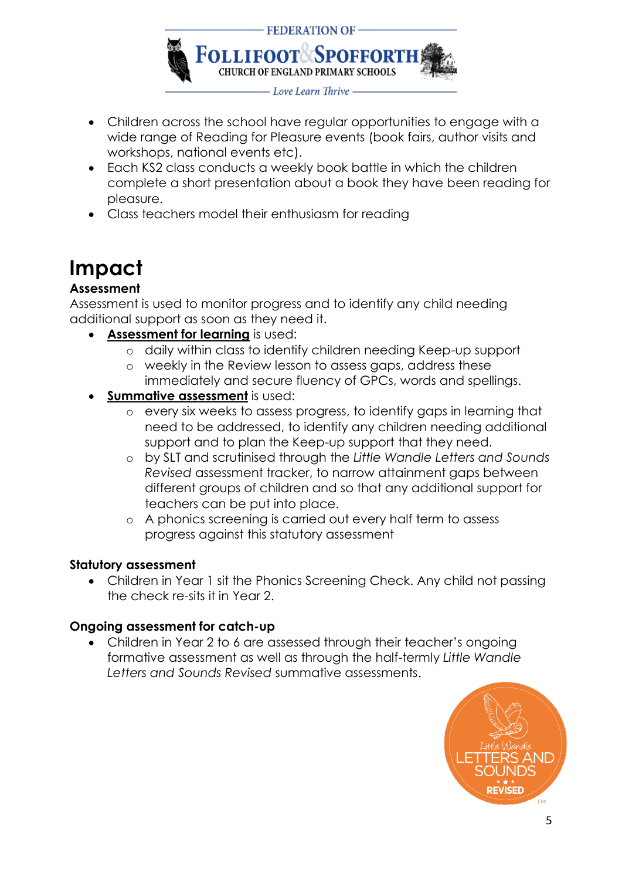- Children across the school have regular opportunities to engage with a wide range of Reading for Pleasure events (book fairs, author visits and workshops, national events etc).
- Each KS2 class conducts a weekly book battle in which the children complete a short presentation about a book they have been reading for pleasure.
- Class teachers model their enthusiasm for reading

# Impact

**Assessment**

Assessment is used to monitor progress and to identify any child needing additional support as soon as they need it.

- **Assessment for learning** is used:
  - daily within class to identify children needing Keep-up support
  - weekly in the Review lesson to assess gaps, address these immediately and secure fluency of GPCs, words and spellings.
- **Summative assessment** is used:
  - every six weeks to assess progress, to identify gaps in learning that need to be addressed, to identify any children needing additional support and to plan the Keep-up support that they need.
  - by SLT and scrutinised through the *Little Wandle Letters and Sounds Revised* assessment tracker, to narrow attainment gaps between different groups of children and so that any additional support for teachers can be put into place.
  - A phonics screening is carried out every half term to assess progress against this statutory assessment

**Statutory assessment**

- Children in Year 1 sit the Phonics Screening Check. Any child not passing the check re-sits it in Year 2.

**Ongoing assessment for catch-up**

- Children in Year 2 to 6 are assessed through their teacher's ongoing formative assessment as well as through the half-termly *Little Wandle Letters and Sounds Revised* summative assessments.